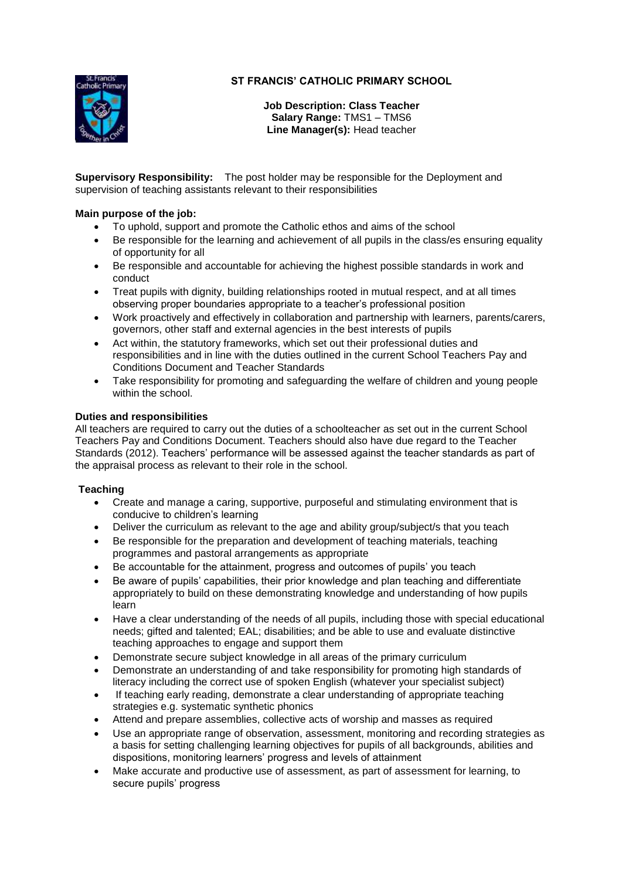# ST FRANCIS' CATHOLIC PRIMARY SCHOOL

**Job Description: Class Teacher**
**Salary Range:** TMS1 – TMS6
**Line Manager(s):** Head teacher

**Supervisory Responsibility:** The post holder may be responsible for the Deployment and supervision of teaching assistants relevant to their responsibilities

**Main purpose of the job:**

- To uphold, support and promote the Catholic ethos and aims of the school
- Be responsible for the learning and achievement of all pupils in the class/es ensuring equality of opportunity for all
- Be responsible and accountable for achieving the highest possible standards in work and conduct
- Treat pupils with dignity, building relationships rooted in mutual respect, and at all times observing proper boundaries appropriate to a teacher's professional position
- Work proactively and effectively in collaboration and partnership with learners, parents/carers, governors, other staff and external agencies in the best interests of pupils
- Act within, the statutory frameworks, which set out their professional duties and responsibilities and in line with the duties outlined in the current School Teachers Pay and Conditions Document and Teacher Standards
- Take responsibility for promoting and safeguarding the welfare of children and young people within the school.

**Duties and responsibilities**

All teachers are required to carry out the duties of a schoolteacher as set out in the current School Teachers Pay and Conditions Document. Teachers should also have due regard to the Teacher Standards (2012). Teachers' performance will be assessed against the teacher standards as part of the appraisal process as relevant to their role in the school.

**Teaching**

- Create and manage a caring, supportive, purposeful and stimulating environment that is conducive to children's learning
- Deliver the curriculum as relevant to the age and ability group/subject/s that you teach
- Be responsible for the preparation and development of teaching materials, teaching programmes and pastoral arrangements as appropriate
- Be accountable for the attainment, progress and outcomes of pupils' you teach
- Be aware of pupils' capabilities, their prior knowledge and plan teaching and differentiate appropriately to build on these demonstrating knowledge and understanding of how pupils learn
- Have a clear understanding of the needs of all pupils, including those with special educational needs; gifted and talented; EAL; disabilities; and be able to use and evaluate distinctive teaching approaches to engage and support them
- Demonstrate secure subject knowledge in all areas of the primary curriculum
- Demonstrate an understanding of and take responsibility for promoting high standards of literacy including the correct use of spoken English (whatever your specialist subject)
- If teaching early reading, demonstrate a clear understanding of appropriate teaching strategies e.g. systematic synthetic phonics
- Attend and prepare assemblies, collective acts of worship and masses as required
- Use an appropriate range of observation, assessment, monitoring and recording strategies as a basis for setting challenging learning objectives for pupils of all backgrounds, abilities and dispositions, monitoring learners' progress and levels of attainment
- Make accurate and productive use of assessment, as part of assessment for learning, to secure pupils' progress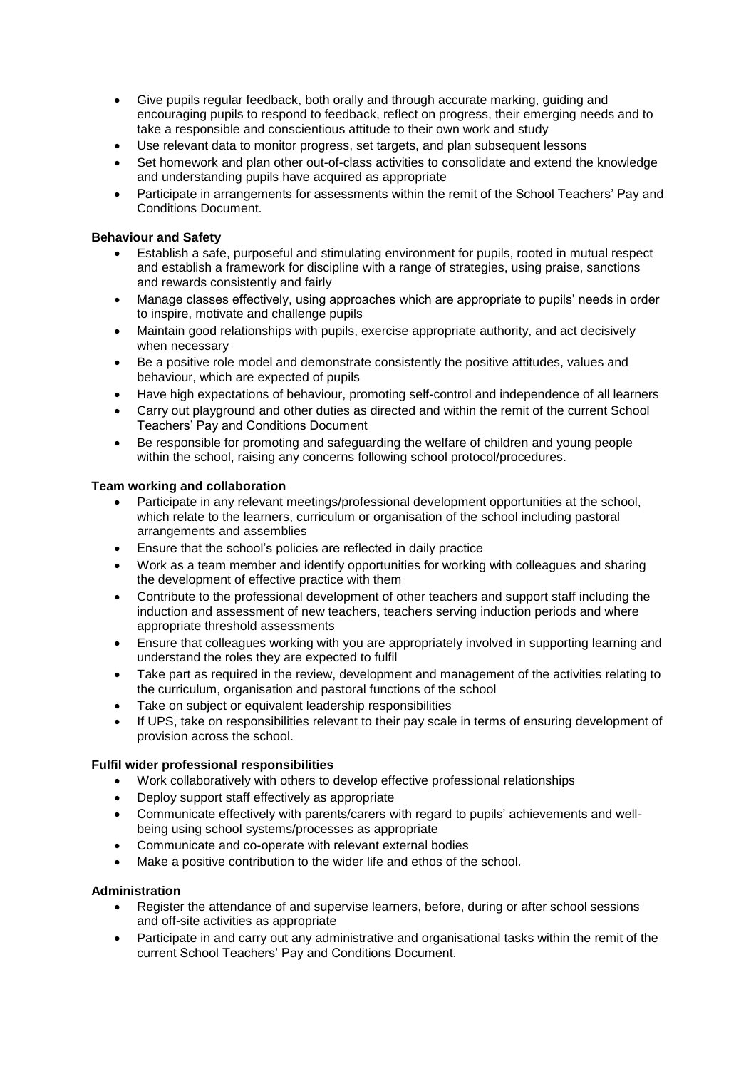- Give pupils regular feedback, both orally and through accurate marking, guiding and encouraging pupils to respond to feedback, reflect on progress, their emerging needs and to take a responsible and conscientious attitude to their own work and study
- Use relevant data to monitor progress, set targets, and plan subsequent lessons
- Set homework and plan other out-of-class activities to consolidate and extend the knowledge and understanding pupils have acquired as appropriate
- Participate in arrangements for assessments within the remit of the School Teachers' Pay and Conditions Document.

**Behaviour and Safety**

- Establish a safe, purposeful and stimulating environment for pupils, rooted in mutual respect and establish a framework for discipline with a range of strategies, using praise, sanctions and rewards consistently and fairly
- Manage classes effectively, using approaches which are appropriate to pupils' needs in order to inspire, motivate and challenge pupils
- Maintain good relationships with pupils, exercise appropriate authority, and act decisively when necessary
- Be a positive role model and demonstrate consistently the positive attitudes, values and behaviour, which are expected of pupils
- Have high expectations of behaviour, promoting self-control and independence of all learners
- Carry out playground and other duties as directed and within the remit of the current School Teachers' Pay and Conditions Document
- Be responsible for promoting and safeguarding the welfare of children and young people within the school, raising any concerns following school protocol/procedures.

**Team working and collaboration**

- Participate in any relevant meetings/professional development opportunities at the school, which relate to the learners, curriculum or organisation of the school including pastoral arrangements and assemblies
- Ensure that the school's policies are reflected in daily practice
- Work as a team member and identify opportunities for working with colleagues and sharing the development of effective practice with them
- Contribute to the professional development of other teachers and support staff including the induction and assessment of new teachers, teachers serving induction periods and where appropriate threshold assessments
- Ensure that colleagues working with you are appropriately involved in supporting learning and understand the roles they are expected to fulfil
- Take part as required in the review, development and management of the activities relating to the curriculum, organisation and pastoral functions of the school
- Take on subject or equivalent leadership responsibilities
- If UPS, take on responsibilities relevant to their pay scale in terms of ensuring development of provision across the school.

**Fulfil wider professional responsibilities**

- Work collaboratively with others to develop effective professional relationships
- Deploy support staff effectively as appropriate
- Communicate effectively with parents/carers with regard to pupils' achievements and well-being using school systems/processes as appropriate
- Communicate and co-operate with relevant external bodies
- Make a positive contribution to the wider life and ethos of the school.

**Administration**

- Register the attendance of and supervise learners, before, during or after school sessions and off-site activities as appropriate
- Participate in and carry out any administrative and organisational tasks within the remit of the current School Teachers' Pay and Conditions Document.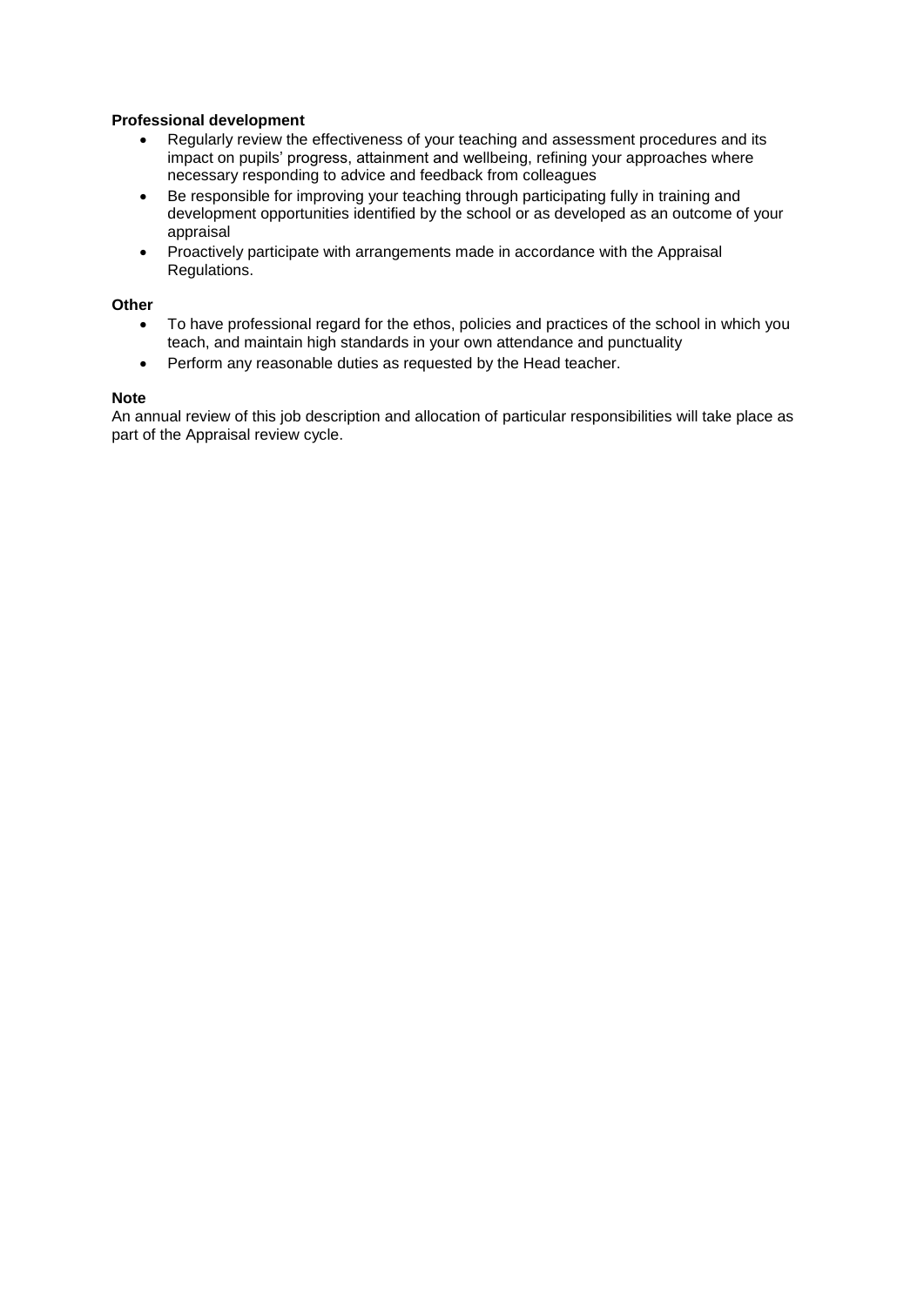**Professional development**

- Regularly review the effectiveness of your teaching and assessment procedures and its impact on pupils' progress, attainment and wellbeing, refining your approaches where necessary responding to advice and feedback from colleagues
- Be responsible for improving your teaching through participating fully in training and development opportunities identified by the school or as developed as an outcome of your appraisal
- Proactively participate with arrangements made in accordance with the Appraisal Regulations.

**Other**

- To have professional regard for the ethos, policies and practices of the school in which you teach, and maintain high standards in your own attendance and punctuality
- Perform any reasonable duties as requested by the Head teacher.

**Note**

An annual review of this job description and allocation of particular responsibilities will take place as part of the Appraisal review cycle.